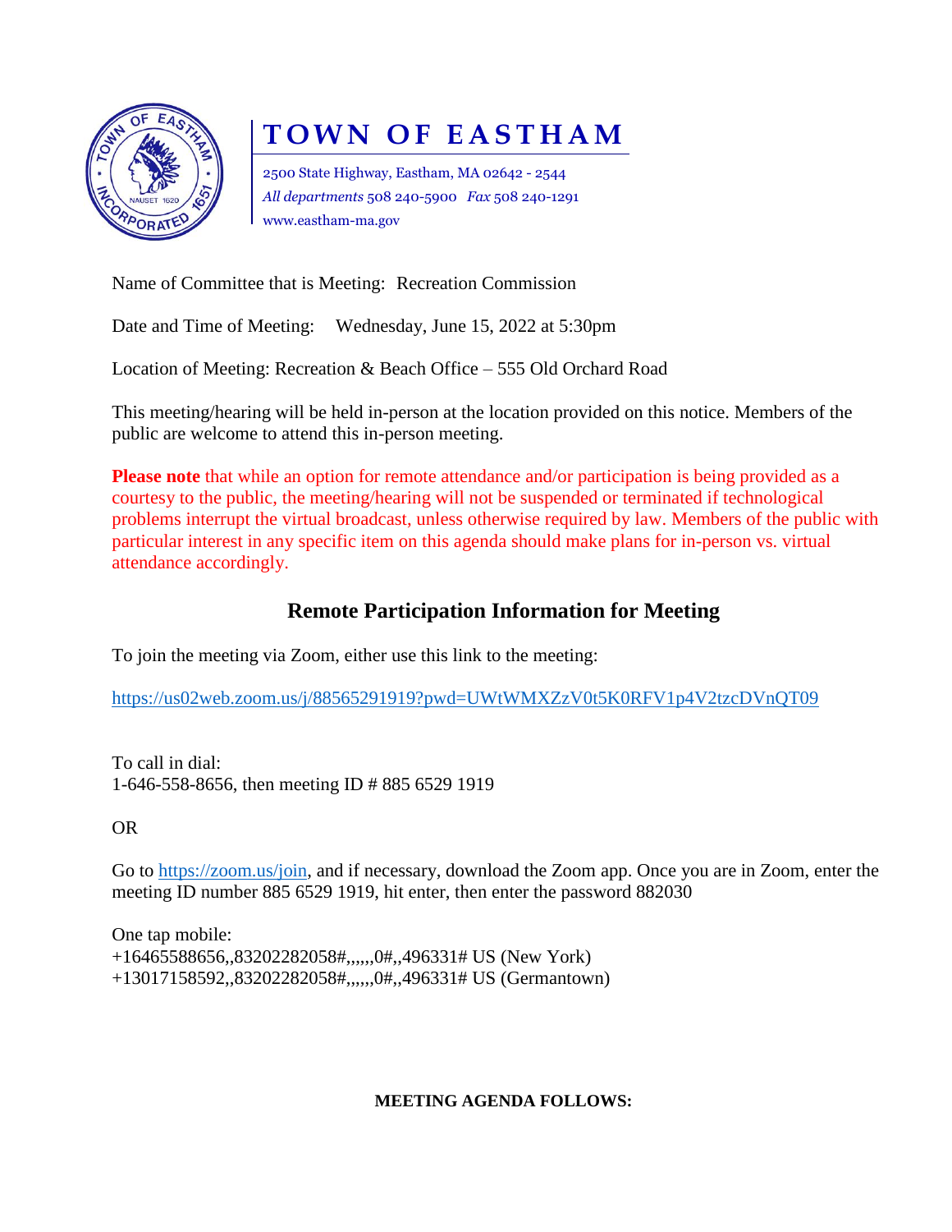# TOWN OF EASTHAM

2500 State Highway, Eastham, MA 02642 - 2544
*All departments* 508 240-5900 *Fax* 508 240-1291
www.eastham-ma.gov

Name of Committee that is Meeting: Recreation Commission

Date and Time of Meeting: Wednesday, June 15, 2022 at 5:30pm

Location of Meeting: Recreation & Beach Office – 555 Old Orchard Road

This meeting/hearing will be held in-person at the location provided on this notice. Members of the public are welcome to attend this in-person meeting.

**Please note** that while an option for remote attendance and/or participation is being provided as a courtesy to the public, the meeting/hearing will not be suspended or terminated if technological problems interrupt the virtual broadcast, unless otherwise required by law. Members of the public with particular interest in any specific item on this agenda should make plans for in-person vs. virtual attendance accordingly.

## Remote Participation Information for Meeting

To join the meeting via Zoom, either use this link to the meeting:

https://us02web.zoom.us/j/88565291919?pwd=UWtWMXZzV0t5K0RFV1p4V2tzcDVnQT09

To call in dial:
1-646-558-8656, then meeting ID # 885 6529 1919

OR

Go to https://zoom.us/join, and if necessary, download the Zoom app. Once you are in Zoom, enter the meeting ID number 885 6529 1919, hit enter, then enter the password 882030

One tap mobile:
+16465588656,,83202282058#,,,,,,0#,,496331# US (New York)
+13017158592,,83202282058#,,,,,,0#,,496331# US (Germantown)

**MEETING AGENDA FOLLOWS:**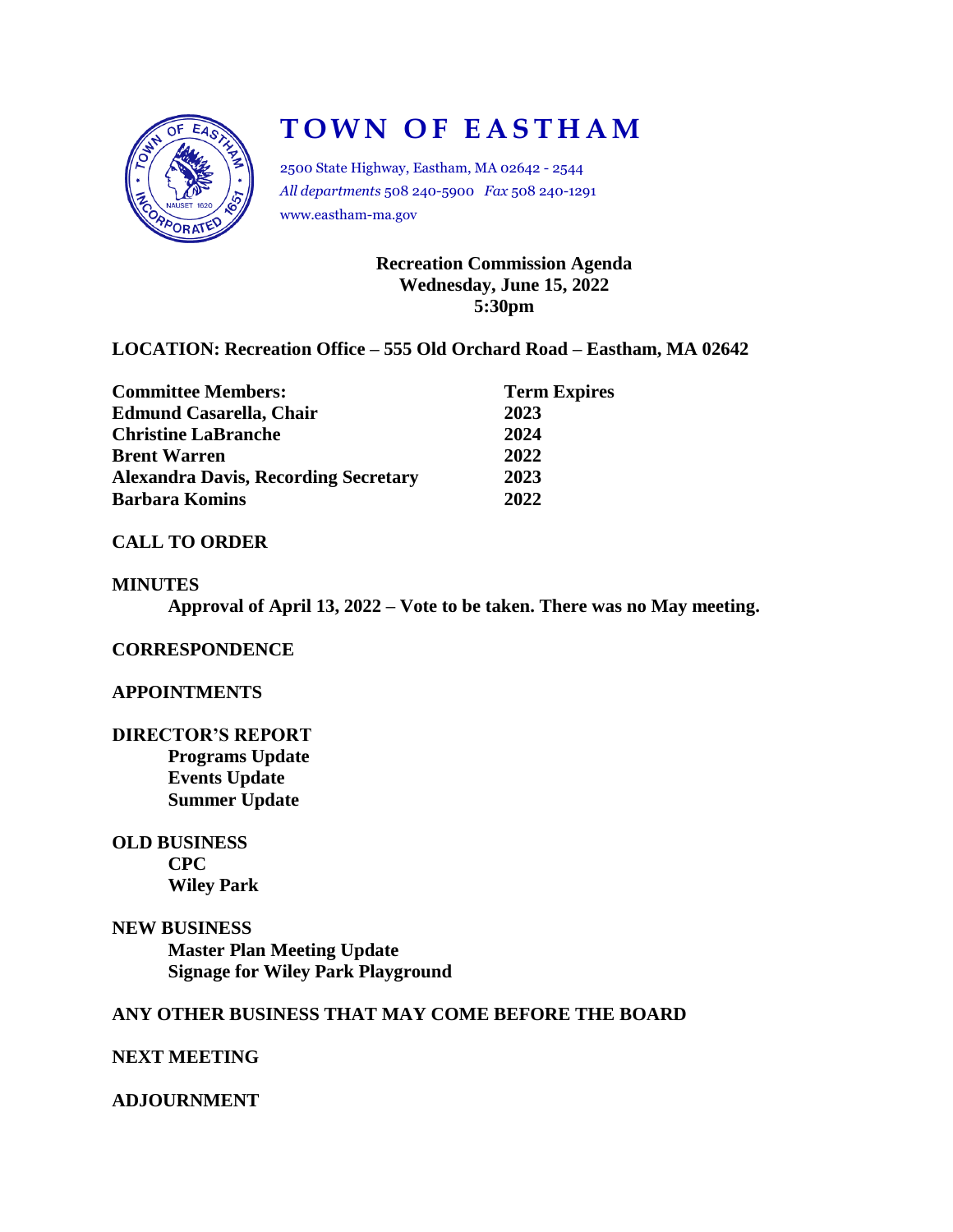# TOWN OF EASTHAM

2500 State Highway, Eastham, MA 02642 - 2544
*All departments* 508 240-5900 *Fax* 508 240-1291
www.eastham-ma.gov

**Recreation Commission Agenda**
**Wednesday, June 15, 2022**
**5:30pm**

**LOCATION: Recreation Office – 555 Old Orchard Road – Eastham, MA 02642**

| **Committee Members:** | **Term Expires** |
|---|---|
| **Edmund Casarella, Chair** | **2023** |
| **Christine LaBranche** | **2024** |
| **Brent Warren** | **2022** |
| **Alexandra Davis, Recording Secretary** | **2023** |
| **Barbara Komins** | **2022** |

**CALL TO ORDER**

**MINUTES**

**Approval of April 13, 2022 – Vote to be taken. There was no May meeting.**

**CORRESPONDENCE**

**APPOINTMENTS**

**DIRECTOR'S REPORT**

**Programs Update**
**Events Update**
**Summer Update**

**OLD BUSINESS**

**CPC**
**Wiley Park**

**NEW BUSINESS**

**Master Plan Meeting Update**
**Signage for Wiley Park Playground**

**ANY OTHER BUSINESS THAT MAY COME BEFORE THE BOARD**

**NEXT MEETING**

**ADJOURNMENT**